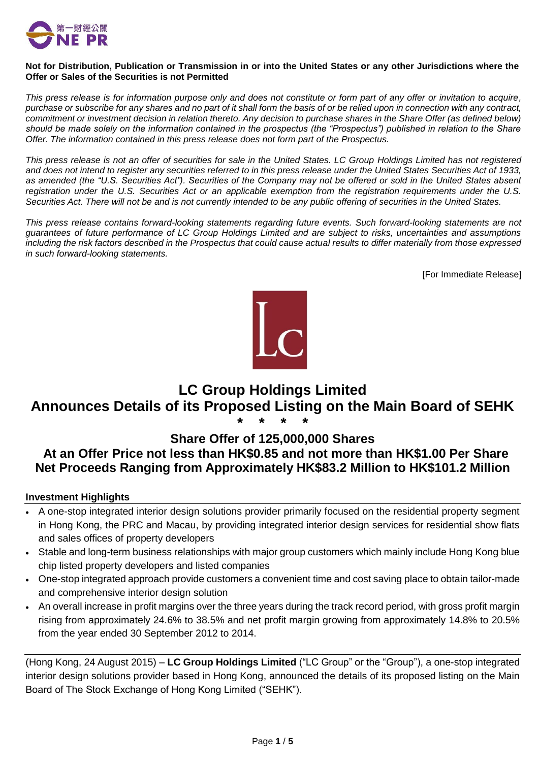**Not for Distribution, Publication or Transmission in or into the United States or any other Jurisdictions where the Offer or Sales of the Securities is not Permitted**

*This press release is for information purpose only and does not constitute or form part of any offer or invitation to acquire, purchase or subscribe for any shares and no part of it shall form the basis of or be relied upon in connection with any contract, commitment or investment decision in relation thereto. Any decision to purchase shares in the Share Offer (as defined below) should be made solely on the information contained in the prospectus (the "Prospectus") published in relation to the Share Offer. The information contained in this press release does not form part of the Prospectus.*

*This press release is not an offer of securities for sale in the United States. LC Group Holdings Limited has not registered and does not intend to register any securities referred to in this press release under the United States Securities Act of 1933, as amended (the "U.S. Securities Act"). Securities of the Company may not be offered or sold in the United States absent registration under the U.S. Securities Act or an applicable exemption from the registration requirements under the U.S. Securities Act. There will not be and is not currently intended to be any public offering of securities in the United States.*

*This press release contains forward-looking statements regarding future events. Such forward-looking statements are not guarantees of future performance of LC Group Holdings Limited and are subject to risks, uncertainties and assumptions including the risk factors described in the Prospectus that could cause actual results to differ materially from those expressed in such forward-looking statements.*

[For Immediate Release]

# LC Group Holdings Limited
# Announces Details of its Proposed Listing on the Main Board of SEHK

\* \* \* \*

## Share Offer of 125,000,000 Shares
## At an Offer Price not less than HK$0.85 and not more than HK$1.00 Per Share
## Net Proceeds Ranging from Approximately HK$83.2 Million to HK$101.2 Million

**Investment Highlights**

- A one-stop integrated interior design solutions provider primarily focused on the residential property segment in Hong Kong, the PRC and Macau, by providing integrated interior design services for residential show flats and sales offices of property developers
- Stable and long-term business relationships with major group customers which mainly include Hong Kong blue chip listed property developers and listed companies
- One-stop integrated approach provide customers a convenient time and cost saving place to obtain tailor-made and comprehensive interior design solution
- An overall increase in profit margins over the three years during the track record period, with gross profit margin rising from approximately 24.6% to 38.5% and net profit margin growing from approximately 14.8% to 20.5% from the year ended 30 September 2012 to 2014.

(Hong Kong, 24 August 2015) – **LC Group Holdings Limited** ("LC Group" or the "Group"), a one-stop integrated interior design solutions provider based in Hong Kong, announced the details of its proposed listing on the Main Board of The Stock Exchange of Hong Kong Limited ("SEHK").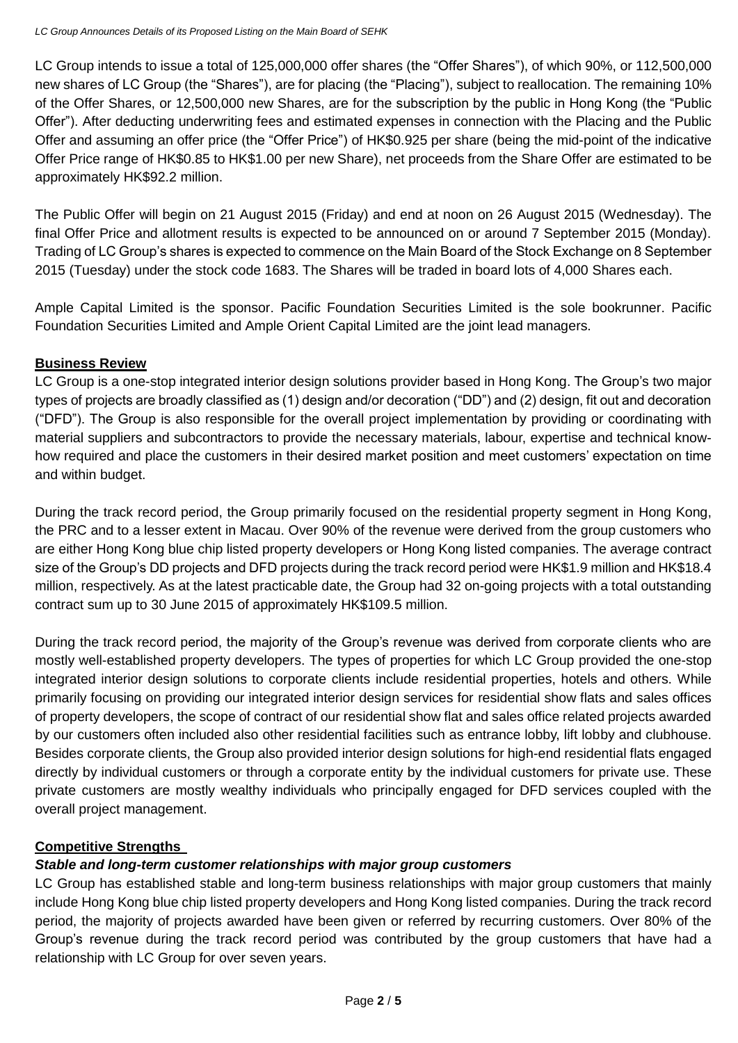LC Group intends to issue a total of 125,000,000 offer shares (the "Offer Shares"), of which 90%, or 112,500,000 new shares of LC Group (the "Shares"), are for placing (the "Placing"), subject to reallocation. The remaining 10% of the Offer Shares, or 12,500,000 new Shares, are for the subscription by the public in Hong Kong (the "Public Offer"). After deducting underwriting fees and estimated expenses in connection with the Placing and the Public Offer and assuming an offer price (the "Offer Price") of HK$0.925 per share (being the mid-point of the indicative Offer Price range of HK$0.85 to HK$1.00 per new Share), net proceeds from the Share Offer are estimated to be approximately HK$92.2 million.

The Public Offer will begin on 21 August 2015 (Friday) and end at noon on 26 August 2015 (Wednesday). The final Offer Price and allotment results is expected to be announced on or around 7 September 2015 (Monday). Trading of LC Group's shares is expected to commence on the Main Board of the Stock Exchange on 8 September 2015 (Tuesday) under the stock code 1683. The Shares will be traded in board lots of 4,000 Shares each.

Ample Capital Limited is the sponsor. Pacific Foundation Securities Limited is the sole bookrunner. Pacific Foundation Securities Limited and Ample Orient Capital Limited are the joint lead managers.

**Business Review**

LC Group is a one-stop integrated interior design solutions provider based in Hong Kong. The Group's two major types of projects are broadly classified as (1) design and/or decoration ("DD") and (2) design, fit out and decoration ("DFD"). The Group is also responsible for the overall project implementation by providing or coordinating with material suppliers and subcontractors to provide the necessary materials, labour, expertise and technical know-how required and place the customers in their desired market position and meet customers' expectation on time and within budget.

During the track record period, the Group primarily focused on the residential property segment in Hong Kong, the PRC and to a lesser extent in Macau. Over 90% of the revenue were derived from the group customers who are either Hong Kong blue chip listed property developers or Hong Kong listed companies. The average contract size of the Group's DD projects and DFD projects during the track record period were HK$1.9 million and HK$18.4 million, respectively. As at the latest practicable date, the Group had 32 on-going projects with a total outstanding contract sum up to 30 June 2015 of approximately HK$109.5 million.

During the track record period, the majority of the Group's revenue was derived from corporate clients who are mostly well-established property developers. The types of properties for which LC Group provided the one-stop integrated interior design solutions to corporate clients include residential properties, hotels and others. While primarily focusing on providing our integrated interior design services for residential show flats and sales offices of property developers, the scope of contract of our residential show flat and sales office related projects awarded by our customers often included also other residential facilities such as entrance lobby, lift lobby and clubhouse. Besides corporate clients, the Group also provided interior design solutions for high-end residential flats engaged directly by individual customers or through a corporate entity by the individual customers for private use. These private customers are mostly wealthy individuals who principally engaged for DFD services coupled with the overall project management.

**Competitive Strengths**

***Stable and long-term customer relationships with major group customers***

LC Group has established stable and long-term business relationships with major group customers that mainly include Hong Kong blue chip listed property developers and Hong Kong listed companies. During the track record period, the majority of projects awarded have been given or referred by recurring customers. Over 80% of the Group's revenue during the track record period was contributed by the group customers that have had a relationship with LC Group for over seven years.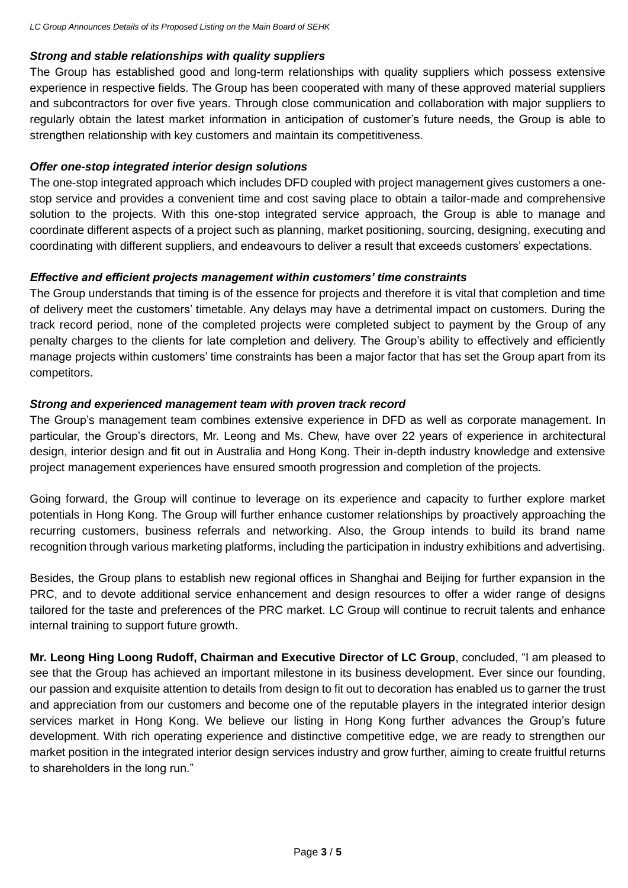***Strong and stable relationships with quality suppliers***

The Group has established good and long-term relationships with quality suppliers which possess extensive experience in respective fields. The Group has been cooperated with many of these approved material suppliers and subcontractors for over five years. Through close communication and collaboration with major suppliers to regularly obtain the latest market information in anticipation of customer's future needs, the Group is able to strengthen relationship with key customers and maintain its competitiveness.

***Offer one-stop integrated interior design solutions***

The one-stop integrated approach which includes DFD coupled with project management gives customers a one-stop service and provides a convenient time and cost saving place to obtain a tailor-made and comprehensive solution to the projects. With this one-stop integrated service approach, the Group is able to manage and coordinate different aspects of a project such as planning, market positioning, sourcing, designing, executing and coordinating with different suppliers, and endeavours to deliver a result that exceeds customers' expectations.

***Effective and efficient projects management within customers' time constraints***

The Group understands that timing is of the essence for projects and therefore it is vital that completion and time of delivery meet the customers' timetable. Any delays may have a detrimental impact on customers. During the track record period, none of the completed projects were completed subject to payment by the Group of any penalty charges to the clients for late completion and delivery. The Group's ability to effectively and efficiently manage projects within customers' time constraints has been a major factor that has set the Group apart from its competitors.

***Strong and experienced management team with proven track record***

The Group's management team combines extensive experience in DFD as well as corporate management. In particular, the Group's directors, Mr. Leong and Ms. Chew, have over 22 years of experience in architectural design, interior design and fit out in Australia and Hong Kong. Their in-depth industry knowledge and extensive project management experiences have ensured smooth progression and completion of the projects.

Going forward, the Group will continue to leverage on its experience and capacity to further explore market potentials in Hong Kong. The Group will further enhance customer relationships by proactively approaching the recurring customers, business referrals and networking. Also, the Group intends to build its brand name recognition through various marketing platforms, including the participation in industry exhibitions and advertising.

Besides, the Group plans to establish new regional offices in Shanghai and Beijing for further expansion in the PRC, and to devote additional service enhancement and design resources to offer a wider range of designs tailored for the taste and preferences of the PRC market. LC Group will continue to recruit talents and enhance internal training to support future growth.

**Mr. Leong Hing Loong Rudoff, Chairman and Executive Director of LC Group**, concluded, "I am pleased to see that the Group has achieved an important milestone in its business development. Ever since our founding, our passion and exquisite attention to details from design to fit out to decoration has enabled us to garner the trust and appreciation from our customers and become one of the reputable players in the integrated interior design services market in Hong Kong. We believe our listing in Hong Kong further advances the Group's future development. With rich operating experience and distinctive competitive edge, we are ready to strengthen our market position in the integrated interior design services industry and grow further, aiming to create fruitful returns to shareholders in the long run."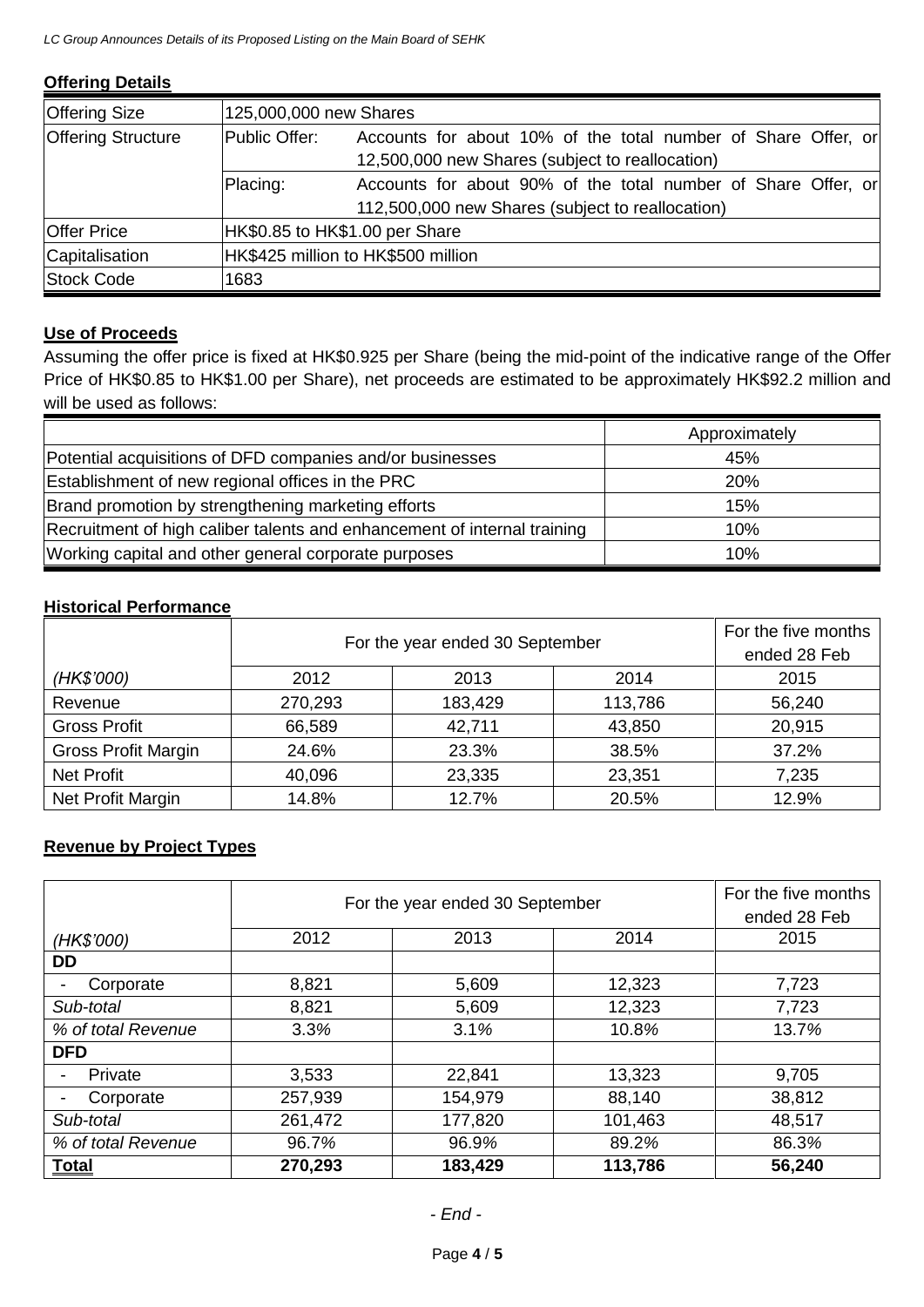## Offering Details

| | | |
|---|---|---|
| Offering Size | 125,000,000 new Shares | |
| Offering Structure | Public Offer: | Accounts for about 10% of the total number of Share Offer, or 12,500,000 new Shares (subject to reallocation) |
| | Placing: | Accounts for about 90% of the total number of Share Offer, or 112,500,000 new Shares (subject to reallocation) |
| Offer Price | HK$0.85 to HK$1.00 per Share | |
| Capitalisation | HK$425 million to HK$500 million | |
| Stock Code | 1683 | |

## Use of Proceeds

Assuming the offer price is fixed at HK$0.925 per Share (being the mid-point of the indicative range of the Offer Price of HK$0.85 to HK$1.00 per Share), net proceeds are estimated to be approximately HK$92.2 million and will be used as follows:

| | Approximately |
|---|---|
| Potential acquisitions of DFD companies and/or businesses | 45% |
| Establishment of new regional offices in the PRC | 20% |
| Brand promotion by strengthening marketing efforts | 15% |
| Recruitment of high caliber talents and enhancement of internal training | 10% |
| Working capital and other general corporate purposes | 10% |

## Historical Performance

| | For the year ended 30 September | | | For the five months ended 28 Feb |
|---|---|---|---|---|
| *(HK$'000)* | 2012 | 2013 | 2014 | 2015 |
| Revenue | 270,293 | 183,429 | 113,786 | 56,240 |
| Gross Profit | 66,589 | 42,711 | 43,850 | 20,915 |
| Gross Profit Margin | 24.6% | 23.3% | 38.5% | 37.2% |
| Net Profit | 40,096 | 23,335 | 23,351 | 7,235 |
| Net Profit Margin | 14.8% | 12.7% | 20.5% | 12.9% |

## Revenue by Project Types

| | For the year ended 30 September | | | For the five months ended 28 Feb |
|---|---|---|---|---|
| *(HK$'000)* | 2012 | 2013 | 2014 | 2015 |
| **DD** | | | | |
| - Corporate | 8,821 | 5,609 | 12,323 | 7,723 |
| *Sub-total* | 8,821 | 5,609 | 12,323 | 7,723 |
| *% of total Revenue* | 3.3% | 3.1% | 10.8% | 13.7% |
| **DFD** | | | | |
| - Private | 3,533 | 22,841 | 13,323 | 9,705 |
| - Corporate | 257,939 | 154,979 | 88,140 | 38,812 |
| *Sub-total* | 261,472 | 177,820 | 101,463 | 48,517 |
| *% of total Revenue* | 96.7% | 96.9% | 89.2% | 86.3% |
| **Total** | **270,293** | **183,429** | **113,786** | **56,240** |

*- End -*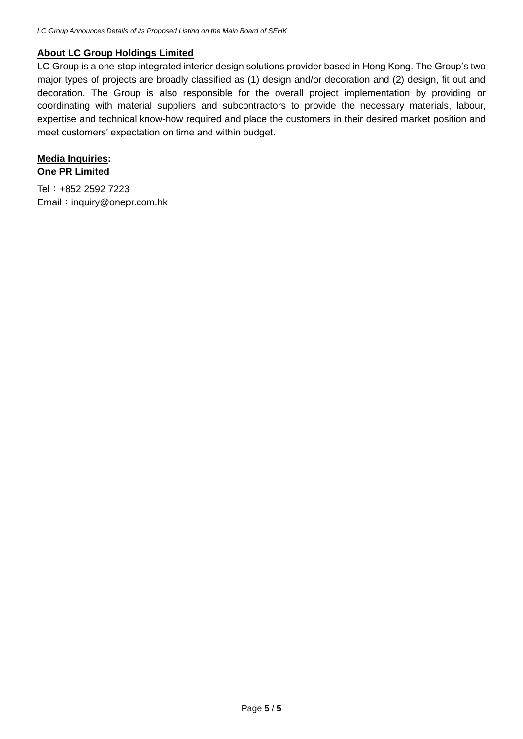## About LC Group Holdings Limited

LC Group is a one-stop integrated interior design solutions provider based in Hong Kong. The Group's two major types of projects are broadly classified as (1) design and/or decoration and (2) design, fit out and decoration. The Group is also responsible for the overall project implementation by providing or coordinating with material suppliers and subcontractors to provide the necessary materials, labour, expertise and technical know-how required and place the customers in their desired market position and meet customers' expectation on time and within budget.

**Media Inquiries:**

**One PR Limited**

Tel：+852 2592 7223

Email：inquiry@onepr.com.hk